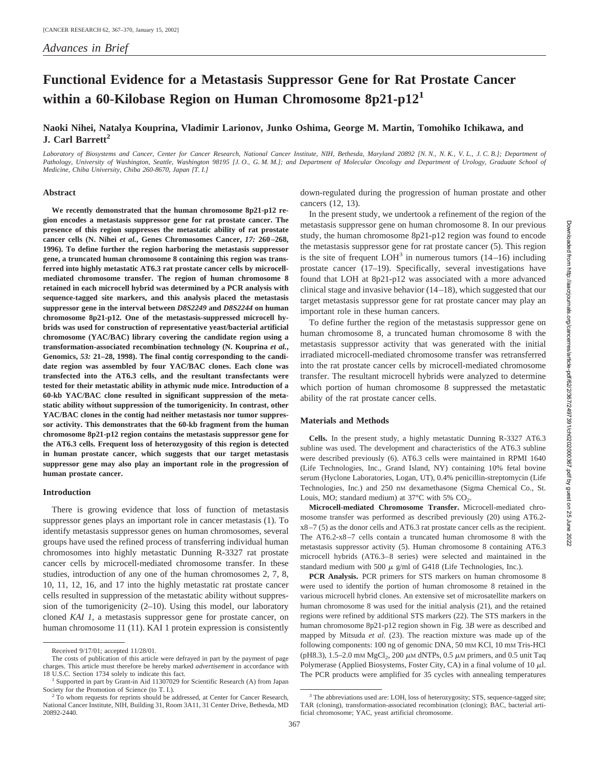*Advances in Brief*

# Functional Evidence for a Metastasis Suppressor Gene for Rat Prostate Cancer within a 60-Kilobase Region on Human Chromosome 8p21-p12[1]

**Naoki Nihei, Natalya Kouprina, Vladimir Larionov, Junko Oshima, George M. Martin, Tomohiko Ichikawa, and J. Carl Barrett[2]**

*Laboratory of Biosystems and Cancer, Center for Cancer Research, National Cancer Institute, NIH, Bethesda, Maryland 20892 [N. N., N. K., V. L., J. C. B.]; Department of Pathology, University of Washington, Seattle, Washington 98195 [J. O., G. M. M.]; and Department of Molecular Oncology and Department of Urology, Graduate School of Medicine, Chiba University, Chiba 260-8670, Japan [T. I.]*

## Abstract

**We recently demonstrated that the human chromosome 8p21-p12 region encodes a metastasis suppressor gene for rat prostate cancer. The presence of this region suppresses the metastatic ability of rat prostate cancer cells (N. Nihei *et al.*, Genes Chromosomes Cancer, *17:* 260–268, 1996). To define further the region harboring the metastasis suppressor gene, a truncated human chromosome 8 containing this region was transferred into highly metastatic AT6.3 rat prostate cancer cells by microcell-mediated chromosome transfer. The region of human chromosome 8 retained in each microcell hybrid was determined by a PCR analysis with sequence-tagged site markers, and this analysis placed the metastasis suppressor gene in the interval between *D8S2249* and *D8S2244* on human chromosome 8p21-p12. One of the metastasis-suppressed microcell hybrids was used for construction of representative yeast/bacterial artificial chromosome (YAC/BAC) library covering the candidate region using a transformation-associated recombination technology (N. Kouprina *et al.*, Genomics, *53:* 21–28, 1998). The final contig corresponding to the candidate region was assembled by four YAC/BAC clones. Each clone was transfected into the AT6.3 cells, and the resultant transfectants were tested for their metastatic ability in athymic nude mice. Introduction of a 60-kb YAC/BAC clone resulted in significant suppression of the metastatic ability without suppression of the tumorigenicity. In contrast, other YAC/BAC clones in the contig had neither metastasis nor tumor suppressor activity. This demonstrates that the 60-kb fragment from the human chromosome 8p21-p12 region contains the metastasis suppressor gene for the AT6.3 cells. Frequent loss of heterozygosity of this region is detected in human prostate cancer, which suggests that our target metastasis suppressor gene may also play an important role in the progression of human prostate cancer.**

## Introduction

There is growing evidence that loss of function of metastasis suppressor genes plays an important role in cancer metastasis (1). To identify metastasis suppressor genes on human chromosomes, several groups have used the refined process of transferring individual human chromosomes into highly metastatic Dunning R-3327 rat prostate cancer cells by microcell-mediated chromosome transfer. In these studies, introduction of any one of the human chromosomes 2, 7, 8, 10, 11, 12, 16, and 17 into the highly metastatic rat prostate cancer cells resulted in suppression of the metastatic ability without suppression of the tumorigenicity (2–10). Using this model, our laboratory cloned *KAI 1*, a metastasis suppressor gene for prostate cancer, on human chromosome 11 (11). KAI 1 protein expression is consistently down-regulated during the progression of human prostate and other cancers (12, 13).

In the present study, we undertook a refinement of the region of the metastasis suppressor gene on human chromosome 8. In our previous study, the human chromosome 8p21-p12 region was found to encode the metastasis suppressor gene for rat prostate cancer (5). This region is the site of frequent LOH[3] in numerous tumors (14–16) including prostate cancer (17–19). Specifically, several investigations have found that LOH at 8p21-p12 was associated with a more advanced clinical stage and invasive behavior (14–18), which suggested that our target metastasis suppressor gene for rat prostate cancer may play an important role in these human cancers.

To define further the region of the metastasis suppressor gene on human chromosome 8, a truncated human chromosome 8 with the metastasis suppressor activity that was generated with the initial irradiated microcell-mediated chromosome transfer was retransferred into the rat prostate cancer cells by microcell-mediated chromosome transfer. The resultant microcell hybrids were analyzed to determine which portion of human chromosome 8 suppressed the metastatic ability of the rat prostate cancer cells.

## Materials and Methods

**Cells.** In the present study, a highly metastatic Dunning R-3327 AT6.3 subline was used. The development and characteristics of the AT6.3 subline were described previously (6). AT6.3 cells were maintained in RPMI 1640 (Life Technologies, Inc., Grand Island, NY) containing 10% fetal bovine serum (Hyclone Laboratories, Logan, UT), 0.4% penicillin-streptomycin (Life Technologies, Inc.) and 250 nM dexamethasone (Sigma Chemical Co., St. Louis, MO; standard medium) at 37°C with 5% $CO_2$.

**Microcell-mediated Chromosome Transfer.** Microcell-mediated chromosome transfer was performed as described previously (20) using AT6.2-x8–7 (5) as the donor cells and AT6.3 rat prostate cancer cells as the recipient. The AT6.2-x8–7 cells contain a truncated human chromosome 8 with the metastasis suppressor activity (5). Human chromosome 8 containing AT6.3 microcell hybrids (AT6.3–8 series) were selected and maintained in the standard medium with 500 $\mu$ g/ml of G418 (Life Technologies, Inc.).

**PCR Analysis.** PCR primers for STS markers on human chromosome 8 were used to identify the portion of human chromosome 8 retained in the various microcell hybrid clones. An extensive set of microsatellite markers on human chromosome 8 was used for the initial analysis (21), and the retained regions were refined by additional STS markers (22). The STS markers in the human chromosome 8p21-p12 region shown in Fig. 3*B* were as described and mapped by Mitsuda *et al.* (23). The reaction mixture was made up of the following components: 100 ng of genomic DNA, 50 mM KCl, 10 mM Tris-HCl (pH8.3), 1.5–2.0 mM $MgCl_2$, 200 $\mu$M dNTPs, 0.5 $\mu$M primers, and 0.5 unit Taq Polymerase (Applied Biosystems, Foster City, CA) in a final volume of 10 $\mu$l. The PCR products were amplified for 35 cycles with annealing temperatures

---

Received 9/17/01; accepted 11/28/01.

The costs of publication of this article were defrayed in part by the payment of page charges. This article must therefore be hereby marked *advertisement* in accordance with 18 U.S.C. Section 1734 solely to indicate this fact.

[1] Supported in part by Grant-in Aid 11307029 for Scientific Research (A) from Japan Society for the Promotion of Science (to T. I.).

[2] To whom requests for reprints should be addressed, at Center for Cancer Research, National Cancer Institute, NIH, Building 31, Room 3A11, 31 Center Drive, Bethesda, MD 20892-2440.

[3] The abbreviations used are: LOH, loss of heterozygosity; STS, sequence-tagged site; TAR (cloning), transformation-associated recombination (cloning); BAC, bacterial artificial chromosome; YAC, yeast artificial chromosome.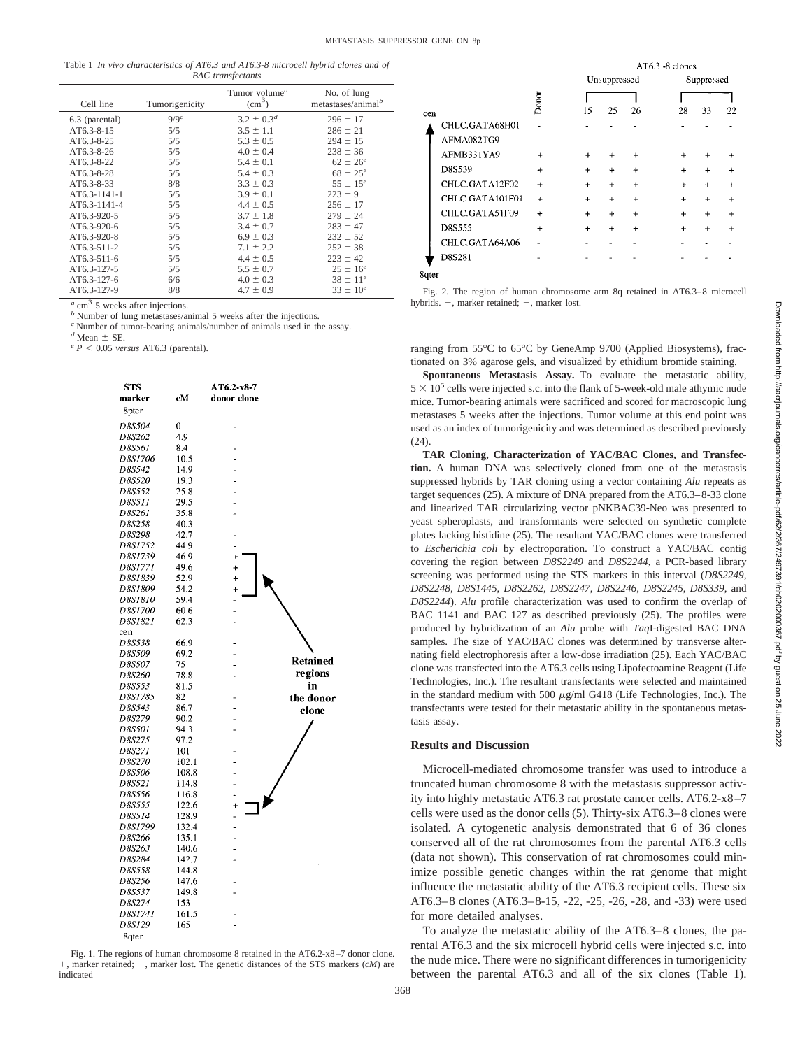Table 1 *In vivo characteristics of AT6.3 and AT6.3-8 microcell hybrid clones and of BAC transfectants*

| Cell line | Tumorigenicity | Tumor volume[a] ($cm^3$) | No. of lung metastases/animal[b] |
|---|---|---|---|
| 6.3 (parental) | 9/9[c] | 3.2 ± 0.3[d] | 296 ± 17 |
| AT6.3-8-15 | 5/5 | 3.5 ± 1.1 | 286 ± 21 |
| AT6.3-8-25 | 5/5 | 5.3 ± 0.5 | 294 ± 15 |
| AT6.3-8-26 | 5/5 | 4.0 ± 0.4 | 238 ± 36 |
| AT6.3-8-22 | 5/5 | 5.4 ± 0.1 | 62 ± 26[e] |
| AT6.3-8-28 | 5/5 | 5.4 ± 0.3 | 68 ± 25[e] |
| AT6.3-8-33 | 8/8 | 3.3 ± 0.3 | 55 ± 15[e] |
| AT6.3-1141-1 | 5/5 | 3.9 ± 0.1 | 223 ± 9 |
| AT6.3-1141-4 | 5/5 | 4.4 ± 0.5 | 256 ± 17 |
| AT6.3-920-5 | 5/5 | 3.7 ± 1.8 | 279 ± 24 |
| AT6.3-920-6 | 5/5 | 3.4 ± 0.7 | 283 ± 47 |
| AT6.3-920-8 | 5/5 | 6.9 ± 0.3 | 232 ± 52 |
| AT6.3-511-2 | 5/5 | 7.1 ± 2.2 | 252 ± 38 |
| AT6.3-511-6 | 5/5 | 4.4 ± 0.5 | 223 ± 42 |
| AT6.3-127-5 | 5/5 | 5.5 ± 0.7 | 25 ± 16[e] |
| AT6.3-127-6 | 6/6 | 4.0 ± 0.3 | 38 ± 11[e] |
| AT6.3-127-9 | 8/8 | 4.7 ± 0.9 | 33 ± 10[e] |

[a] $cm^3$ 5 weeks after injections.
[b] Number of lung metastases/animal 5 weeks after the injections.
[c] Number of tumor-bearing animals/number of animals used in the assay.
[d] Mean ± SE.
[e] $P < 0.05$ *versus* AT6.3 (parental).

| STS marker | cM | AT6.2-x8-7 donor clone |
|---|---|---|
| 8pter | | |
| *D8S504* | 0 | - |
| *D8S262* | 4.9 | - |
| *D8S561* | 8.4 | - |
| *D8S1706* | 10.5 | - |
| *D8S542* | 14.9 | - |
| *D8S520* | 19.3 | - |
| *D8S552* | 25.8 | - |
| *D8S511* | 29.5 | - |
| *D8S261* | 35.8 | - |
| *D8S258* | 40.3 | - |
| *D8S298* | 42.7 | - |
| *D8S1752* | 44.9 | - |
| *D8S1739* | 46.9 | + |
| *D8S1771* | 49.6 | + |
| *D8S1839* | 52.9 | + |
| *D8S1809* | 54.2 | + |
| *D8S1810* | 59.4 | - |
| *D8S1700* | 60.6 | - |
| *D8S1821* | 62.3 | - |
| cen | | |
| *D8S538* | 66.9 | - |
| *D8S509* | 69.2 | - |
| *D8S507* | 75 | - |
| *D8S260* | 78.8 | - |
| *D8S553* | 81.5 | - |
| *D8S1785* | 82 | - |
| *D8S543* | 86.7 | - |
| *D8S279* | 90.2 | - |
| *D8S501* | 94.3 | - |
| *D8S275* | 97.2 | - |
| *D8S271* | 101 | - |
| *D8S270* | 102.1 | - |
| *D8S506* | 108.8 | - |
| *D8S521* | 114.8 | - |
| *D8S556* | 116.8 | - |
| *D8S555* | 122.6 | + |
| *D8S514* | 128.9 | - |
| *D8S1799* | 132.4 | - |
| *D8S266* | 135.1 | - |
| *D8S263* | 140.6 | - |
| *D8S284* | 142.7 | - |
| *D8S558* | 144.8 | - |
| *D8S256* | 147.6 | - |
| *D8S537* | 149.8 | - |
| *D8S274* | 153 | - |
| *D8S1741* | 161.5 | - |
| *D8S129* | 165 | - |
| 8qter | | |

Retained regions in the donor clone

Fig. 1. The regions of human chromosome 8 retained in the AT6.2-x8–7 donor clone. +, marker retained; −, marker lost. The genetic distances of the STS markers (*cM*) are indicated

| | Donor | AT6.3 -8 clones Unsuppressed 15 | 25 | 26 | Suppressed 28 | 33 | 22 |
|---|---|---|---|---|---|---|---|
| cen | | | | | | | |
| CHLC.GATA68H01 | - | - | - | - | - | - | - |
| AFMA082TG9 | - | - | - | - | - | - | - |
| AFMB331YA9 | + | + | + | + | + | + | + |
| D8S539 | + | + | + | + | + | + | + |
| CHLC.GATA12F02 | + | + | + | + | + | + | + |
| CHLC.GATA101F01 | + | + | + | + | + | + | + |
| CHLC.GATA51F09 | + | + | + | + | + | + | + |
| D8S555 | + | + | + | + | + | + | + |
| CHLC.GATA64A06 | - | - | - | - | - | - | - |
| D8S281 | - | - | - | - | - | - | - |
| 8qter | | | | | | | |

Fig. 2. The region of human chromosome arm 8q retained in AT6.3–8 microcell hybrids. +, marker retained; −, marker lost.

ranging from 55°C to 65°C by GeneAmp 9700 (Applied Biosystems), fractionated on 3% agarose gels, and visualized by ethidium bromide staining.

**Spontaneous Metastasis Assay.** To evaluate the metastatic ability, $5 \times 10^5$ cells were injected s.c. into the flank of 5-week-old male athymic nude mice. Tumor-bearing animals were sacrificed and scored for macroscopic lung metastases 5 weeks after the injections. Tumor volume at this end point was used as an index of tumorigenicity and was determined as described previously (24).

**TAR Cloning, Characterization of YAC/BAC Clones, and Transfection.** A human DNA was selectively cloned from one of the metastasis suppressed hybrids by TAR cloning using a vector containing *Alu* repeats as target sequences (25). A mixture of DNA prepared from the AT6.3–8-33 clone and linearized TAR circularizing vector pNKBAC39-Neo was presented to yeast spheroplasts, and transformants were selected on synthetic complete plates lacking histidine (25). The resultant YAC/BAC clones were transferred to *Escherichia coli* by electroporation. To construct a YAC/BAC contig covering the region between *D8S2249* and *D8S2244*, a PCR-based library screening was performed using the STS markers in this interval (*D8S2249, D8S2248, D8S1445, D8S2262, D8S2247, D8S2246, D8S2245, D8S339*, and *D8S2244*). *Alu* profile characterization was used to confirm the overlap of BAC 1141 and BAC 127 as described previously (25). The profiles were produced by hybridization of an *Alu* probe with *Taq*I-digested BAC DNA samples. The size of YAC/BAC clones was determined by transverse alternating field electrophoresis after a low-dose irradiation (25). Each YAC/BAC clone was transfected into the AT6.3 cells using Lipofectoamine Reagent (Life Technologies, Inc.). The resultant transfectants were selected and maintained in the standard medium with 500 μg/ml G418 (Life Technologies, Inc.). The transfectants were tested for their metastatic ability in the spontaneous metastasis assay.

## Results and Discussion

Microcell-mediated chromosome transfer was used to introduce a truncated human chromosome 8 with the metastasis suppressor activity into highly metastatic AT6.3 rat prostate cancer cells. AT6.2-x8–7 cells were used as the donor cells (5). Thirty-six AT6.3–8 clones were isolated. A cytogenetic analysis demonstrated that 6 of 36 clones conserved all of the rat chromosomes from the parental AT6.3 cells (data not shown). This conservation of rat chromosomes could minimize possible genetic changes within the rat genome that might influence the metastatic ability of the AT6.3 recipient cells. These six AT6.3–8 clones (AT6.3–8-15, -22, -25, -26, -28, and -33) were used for more detailed analyses.

To analyze the metastatic ability of the AT6.3–8 clones, the parental AT6.3 and the six microcell hybrid cells were injected s.c. into the nude mice. There were no significant differences in tumorigenicity between the parental AT6.3 and all of the six clones (Table 1).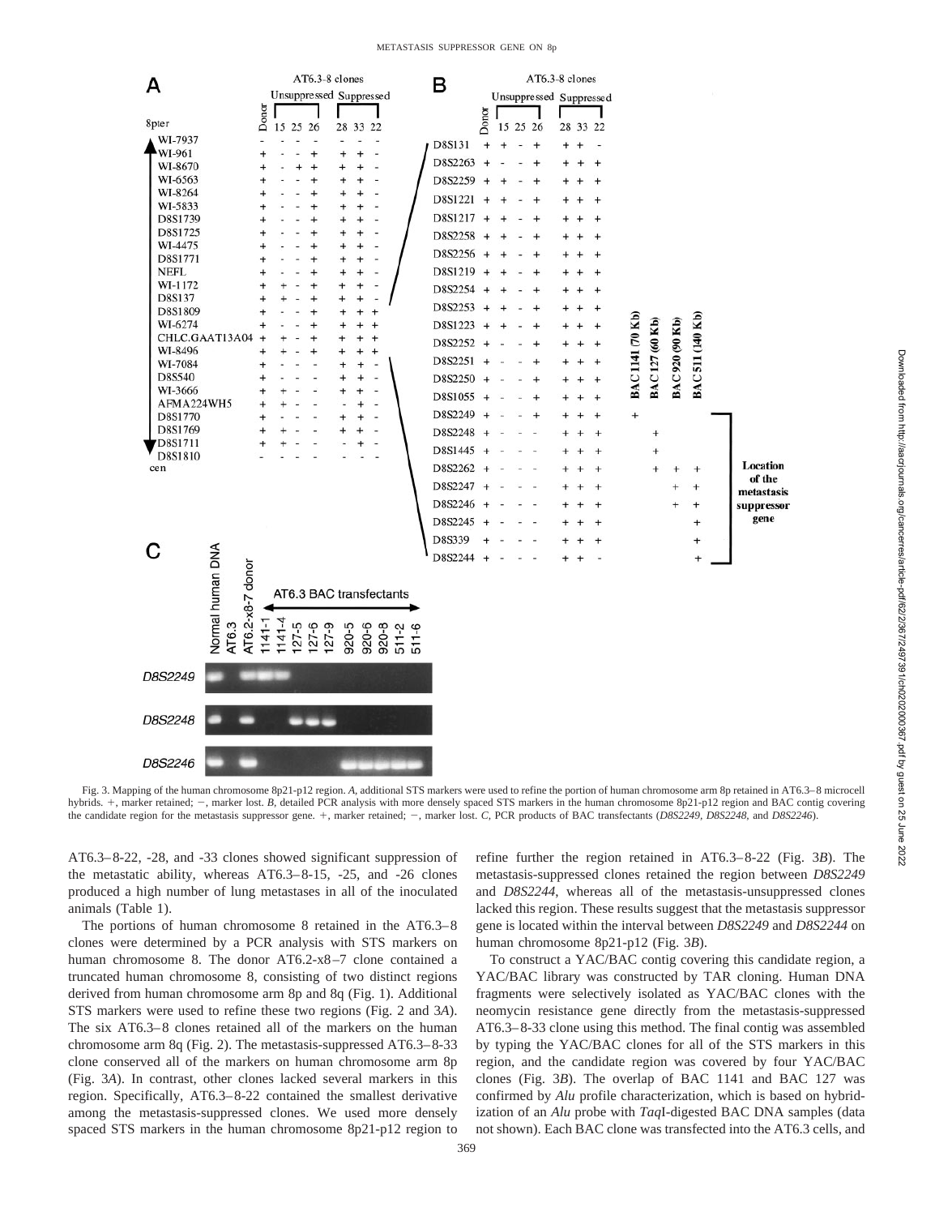Fig. 3. Mapping of the human chromosome 8p21-p12 region. *A*, additional STS markers were used to refine the portion of human chromosome arm 8p retained in AT6.3–8 microcell hybrids. +, marker retained; −, marker lost. *B*, detailed PCR analysis with more densely spaced STS markers in the human chromosome 8p21-p12 region and BAC contig covering the candidate region for the metastasis suppressor gene. +, marker retained; −, marker lost. *C*, PCR products of BAC transfectants (*D8S2249*, *D8S2248*, and *D8S2246*).

AT6.3–8-22, -28, and -33 clones showed significant suppression of the metastatic ability, whereas AT6.3–8-15, -25, and -26 clones produced a high number of lung metastases in all of the inoculated animals (Table 1).

The portions of human chromosome 8 retained in the AT6.3–8 clones were determined by a PCR analysis with STS markers on human chromosome 8. The donor AT6.2-x8–7 clone contained a truncated human chromosome 8, consisting of two distinct regions derived from human chromosome arm 8p and 8q (Fig. 1). Additional STS markers were used to refine these two regions (Fig. 2 and 3*A*). The six AT6.3–8 clones retained all of the markers on the human chromosome arm 8q (Fig. 2). The metastasis-suppressed AT6.3–8-33 clone conserved all of the markers on human chromosome arm 8p (Fig. 3*A*). In contrast, other clones lacked several markers in this region. Specifically, AT6.3–8-22 contained the smallest derivative among the metastasis-suppressed clones. We used more densely spaced STS markers in the human chromosome 8p21-p12 region to refine further the region retained in AT6.3–8-22 (Fig. 3*B*). The metastasis-suppressed clones retained the region between *D8S2249* and *D8S2244*, whereas all of the metastasis-unsuppressed clones lacked this region. These results suggest that the metastasis suppressor gene is located within the interval between *D8S2249* and *D8S2244* on human chromosome 8p21-p12 (Fig. 3*B*).

To construct a YAC/BAC contig covering this candidate region, a YAC/BAC library was constructed by TAR cloning. Human DNA fragments were selectively isolated as YAC/BAC clones with the neomycin resistance gene directly from the metastasis-suppressed AT6.3–8-33 clone using this method. The final contig was assembled by typing the YAC/BAC clones for all of the STS markers in this region, and the candidate region was covered by four YAC/BAC clones (Fig. 3*B*). The overlap of BAC 1141 and BAC 127 was confirmed by *Alu* profile characterization, which is based on hybridization of an *Alu* probe with *Taq*I-digested BAC DNA samples (data not shown). Each BAC clone was transfected into the AT6.3 cells, and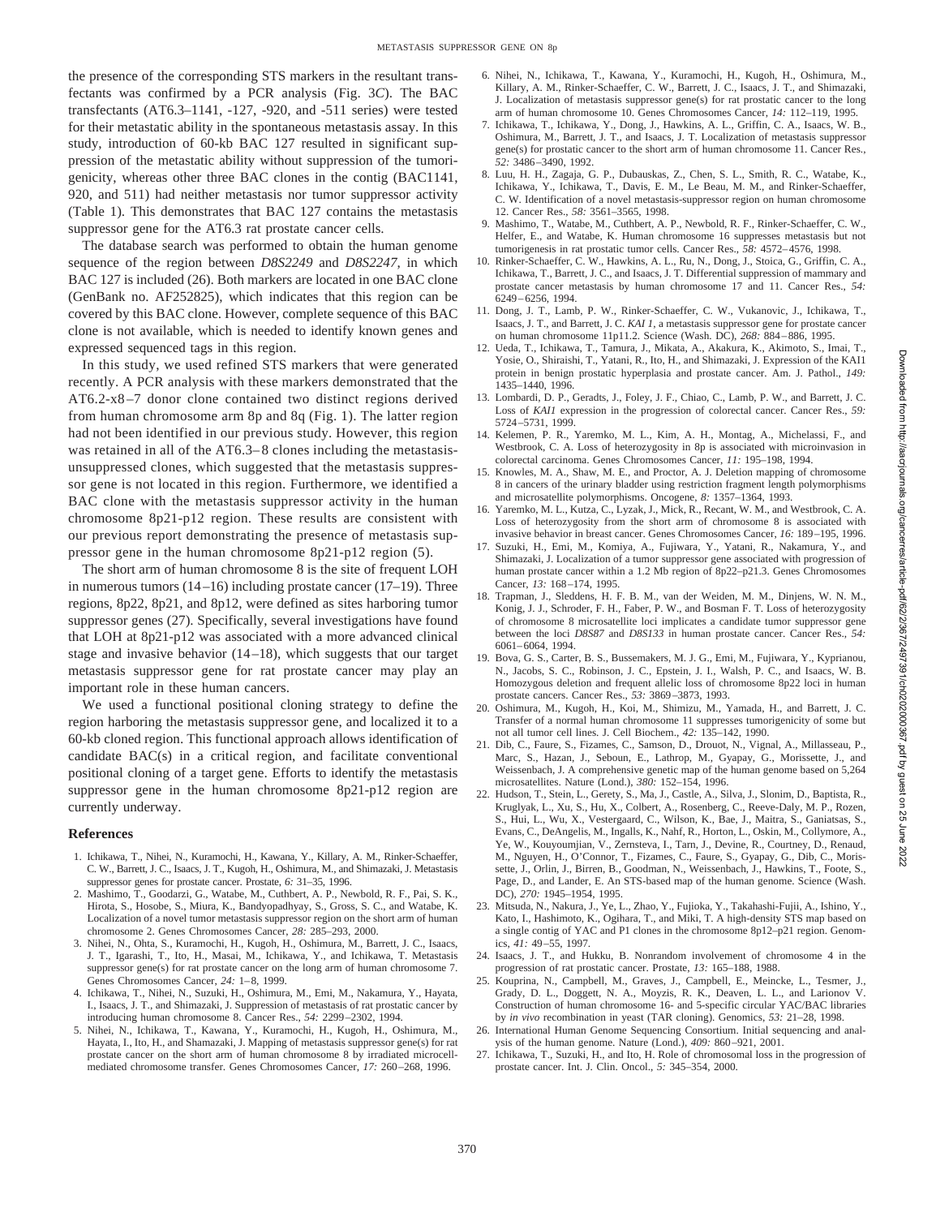the presence of the corresponding STS markers in the resultant transfectants was confirmed by a PCR analysis (Fig. 3*C*). The BAC transfectants (AT6.3–1141, -127, -920, and -511 series) were tested for their metastatic ability in the spontaneous metastasis assay. In this study, introduction of 60-kb BAC 127 resulted in significant suppression of the metastatic ability without suppression of the tumorigenicity, whereas other three BAC clones in the contig (BAC1141, 920, and 511) had neither metastasis nor tumor suppressor activity (Table 1). This demonstrates that BAC 127 contains the metastasis suppressor gene for the AT6.3 rat prostate cancer cells.

The database search was performed to obtain the human genome sequence of the region between *D8S2249* and *D8S2247*, in which BAC 127 is included (26). Both markers are located in one BAC clone (GenBank no. AF252825), which indicates that this region can be covered by this BAC clone. However, complete sequence of this BAC clone is not available, which is needed to identify known genes and expressed sequenced tags in this region.

In this study, we used refined STS markers that were generated recently. A PCR analysis with these markers demonstrated that the AT6.2-x8–7 donor clone contained two distinct regions derived from human chromosome arm 8p and 8q (Fig. 1). The latter region had not been identified in our previous study. However, this region was retained in all of the AT6.3–8 clones including the metastasis-unsuppressed clones, which suggested that the metastasis suppressor gene is not located in this region. Furthermore, we identified a BAC clone with the metastasis suppressor activity in the human chromosome 8p21-p12 region. These results are consistent with our previous report demonstrating the presence of metastasis suppressor gene in the human chromosome 8p21-p12 region (5).

The short arm of human chromosome 8 is the site of frequent LOH in numerous tumors (14–16) including prostate cancer (17–19). Three regions, 8p22, 8p21, and 8p12, were defined as sites harboring tumor suppressor genes (27). Specifically, several investigations have found that LOH at 8p21-p12 was associated with a more advanced clinical stage and invasive behavior (14–18), which suggests that our target metastasis suppressor gene for rat prostate cancer may play an important role in these human cancers.

We used a functional positional cloning strategy to define the region harboring the metastasis suppressor gene, and localized it to a 60-kb cloned region. This functional approach allows identification of candidate BAC(s) in a critical region, and facilitate conventional positional cloning of a target gene. Efforts to identify the metastasis suppressor gene in the human chromosome 8p21-p12 region are currently underway.

## References

1. Ichikawa, T., Nihei, N., Kuramochi, H., Kawana, Y., Killary, A. M., Rinker-Schaeffer, C. W., Barrett, J. C., Isaacs, J. T., Kugoh, H., Oshimura, M., and Shimazaki, J. Metastasis suppressor genes for prostate cancer. Prostate, *6:* 31–35, 1996.
2. Mashimo, T., Goodarzi, G., Watabe, M., Cuthbert, A. P., Newbold, R. F., Pai, S. K., Hirota, S., Hosobe, S., Miura, K., Bandyopadhyay, S., Gross, S. C., and Watabe, K. Localization of a novel tumor metastasis suppressor region on the short arm of human chromosome 2. Genes Chromosomes Cancer, *28:* 285–293, 2000.
3. Nihei, N., Ohta, S., Kuramochi, H., Kugoh, H., Oshimura, M., Barrett, J. C., Isaacs, J. T., Igarashi, T., Ito, H., Masai, M., Ichikawa, Y., and Ichikawa, T. Metastasis suppressor gene(s) for rat prostate cancer on the long arm of human chromosome 7. Genes Chromosomes Cancer, *24:* 1–8, 1999.
4. Ichikawa, T., Nihei, N., Suzuki, H., Oshimura, M., Emi, M., Nakamura, Y., Hayata, I., Isaacs, J. T., and Shimazaki, J. Suppression of metastasis of rat prostatic cancer by introducing human chromosome 8. Cancer Res., *54:* 2299–2302, 1994.
5. Nihei, N., Ichikawa, T., Kawana, Y., Kuramochi, H., Kugoh, H., Oshimura, M., Hayata, I., Ito, H., and Shamazaki, J. Mapping of metastasis suppressor gene(s) for rat prostate cancer on the short arm of human chromosome 8 by irradiated microcell-mediated chromosome transfer. Genes Chromosomes Cancer, *17:* 260–268, 1996.
6. Nihei, N., Ichikawa, T., Kawana, Y., Kuramochi, H., Kugoh, H., Oshimura, M., Killary, A. M., Rinker-Schaeffer, C. W., Barrett, J. C., Isaacs, J. T., and Shimazaki, J. Localization of metastasis suppressor gene(s) for rat prostatic cancer to the long arm of human chromosome 10. Genes Chromosomes Cancer, *14:* 112–119, 1995.
7. Ichikawa, T., Ichikawa, Y., Dong, J., Hawkins, A. L., Griffin, C. A., Isaacs, W. B., Oshimura, M., Barrett, J. T., and Isaacs, J. T. Localization of metastasis suppressor gene(s) for prostatic cancer to the short arm of human chromosome 11. Cancer Res., *52:* 3486–3490, 1992.
8. Luu, H. H., Zagaja, G. P., Dubauskas, Z., Chen, S. L., Smith, R. C., Watabe, K., Ichikawa, Y., Ichikawa, T., Davis, E. M., Le Beau, M. M., and Rinker-Schaeffer, C. W. Identification of a novel metastasis-suppressor region on human chromosome 12. Cancer Res., *58:* 3561–3565, 1998.
9. Mashimo, T., Watabe, M., Cuthbert, A. P., Newbold, R. F., Rinker-Schaeffer, C. W., Helfer, E., and Watabe, K. Human chromosome 16 suppresses metastasis but not tumorigenesis in rat prostatic tumor cells. Cancer Res., *58:* 4572–4576, 1998.
10. Rinker-Schaeffer, C. W., Hawkins, A. L., Ru, N., Dong, J., Stoica, G., Griffin, C. A., Ichikawa, T., Barrett, J. C., and Isaacs, J. T. Differential suppression of mammary and prostate cancer metastasis by human chromosome 17 and 11. Cancer Res., *54:* 6249–6256, 1994.
11. Dong, J. T., Lamb, P. W., Rinker-Schaeffer, C. W., Vukanovic, J., Ichikawa, T., Isaacs, J. T., and Barrett, J. C. *KAI 1*, a metastasis suppressor gene for prostate cancer on human chromosome 11p11.2. Science (Wash. DC), *268:* 884–886, 1995.
12. Ueda, T., Ichikawa, T., Tamura, J., Mikata, A., Akakura, K., Akimoto, S., Imai, T., Yosie, O., Shiraishi, T., Yatani, R., Ito, H., and Shimazaki, J. Expression of the KAI1 protein in benign prostatic hyperplasia and prostate cancer. Am. J. Pathol., *149:* 1435–1440, 1996.
13. Lombardi, D. P., Geradts, J., Foley, J. F., Chiao, C., Lamb, P. W., and Barrett, J. C. Loss of *KAI1* expression in the progression of colorectal cancer. Cancer Res., *59:* 5724–5731, 1999.
14. Kelemen, P. R., Yaremko, M. L., Kim, A. H., Montag, A., Michelassi, F., and Westbrook, C. A. Loss of heterozygosity in 8p is associated with microinvasion in colorectal carcinoma. Genes Chromosomes Cancer, *11:* 195–198, 1994.
15. Knowles, M. A., Shaw, M. E., and Proctor, A. J. Deletion mapping of chromosome 8 in cancers of the urinary bladder using restriction fragment length polymorphisms and microsatellite polymorphisms. Oncogene, *8:* 1357–1364, 1993.
16. Yaremko, M. L., Kutza, C., Lyzak, J., Mick, R., Recant, W. M., and Westbrook, C. A. Loss of heterozygosity from the short arm of chromosome 8 is associated with invasive behavior in breast cancer. Genes Chromosomes Cancer, *16:* 189–195, 1996.
17. Suzuki, H., Emi, M., Komiya, A., Fujiwara, Y., Yatani, R., Nakamura, Y., and Shimazaki, J. Localization of a tumor suppressor gene associated with progression of human prostate cancer within a 1.2 Mb region of 8p22–p21.3. Genes Chromosomes Cancer, *13:* 168–174, 1995.
18. Trapman, J., Sleddens, H. F. B. M., van der Weiden, M. M., Dinjens, W. N. M., Konig, J. J., Schroder, F. H., Faber, P. W., and Bosman F. T. Loss of heterozygosity of chromosome 8 microsatellite loci implicates a candidate tumor suppressor gene between the loci *D8S87* and *D8S133* in human prostate cancer. Cancer Res., *54:* 6061–6064, 1994.
19. Bova, G. S., Carter, B. S., Bussemakers, M. J. G., Emi, M., Fujiwara, Y., Kyprianou, N., Jacobs, S. C., Robinson, J. C., Epstein, J. I., Walsh, P. C., and Isaacs, W. B. Homozygous deletion and frequent allelic loss of chromosome 8p22 loci in human prostate cancers. Cancer Res., *53:* 3869–3873, 1993.
20. Oshimura, M., Kugoh, H., Koi, M., Shimizu, M., Yamada, H., and Barrett, J. C. Transfer of a normal human chromosome 11 suppresses tumorigenicity of some but not all tumor cell lines. J. Cell Biochem., *42:* 135–142, 1990.
21. Dib, C., Faure, S., Fizames, C., Samson, D., Drouot, N., Vignal, A., Millasseau, P., Marc, S., Hazan, J., Seboun, E., Lathrop, M., Gyapay, G., Morissette, J., and Weissenbach, J. A comprehensive genetic map of the human genome based on 5,264 microsatellites. Nature (Lond.), *380:* 152–154, 1996.
22. Hudson, T., Stein, L., Gerety, S., Ma, J., Castle, A., Silva, J., Slonim, D., Baptista, R., Kruglyak, L., Xu, S., Hu, X., Colbert, A., Rosenberg, C., Reeve-Daly, M. P., Rozen, S., Hui, L., Wu, X., Vestergaard, C., Wilson, K., Bae, J., Maitra, S., Ganiatsas, S., Evans, C., DeAngelis, M., Ingalls, K., Nahf, R., Horton, L., Oskin, M., Collymore, A., Ye, W., Kouyoumjian, V., Zernsteva, I., Tarn, J., Devine, R., Courtney, D., Renaud, M., Nguyen, H., O'Connor, T., Fizames, C., Faure, S., Gyapay, G., Dib, C., Morissette, J., Orlin, J., Birren, B., Goodman, N., Weissenbach, J., Hawkins, T., Foote, S., Page, D., and Lander, E. An STS-based map of the human genome. Science (Wash. DC), *270:* 1945–1954, 1995.
23. Mitsuda, N., Nakura, J., Ye, L., Zhao, Y., Fujioka, Y., Takahashi-Fujii, A., Ishino, Y., Kato, I., Hashimoto, K., Ogihara, T., and Miki, T. A high-density STS map based on a single contig of YAC and P1 clones in the chromosome 8p12–p21 region. Genomics, *41:* 49–55, 1997.
24. Isaacs, J. T., and Hukku, B. Nonrandom involvement of chromosome 4 in the progression of rat prostatic cancer. Prostate, *13:* 165–188, 1988.
25. Kouprina, N., Campbell, M., Graves, J., Campbell, E., Meincke, L., Tesmer, J., Grady, D. L., Doggett, N. A., Moyzis, R. K., Deaven, L. L., and Larionov V. Construction of human chromosome 16- and 5-specific circular YAC/BAC libraries by *in vivo* recombination in yeast (TAR cloning). Genomics, *53:* 21–28, 1998.
26. International Human Genome Sequencing Consortium. Initial sequencing and analysis of the human genome. Nature (Lond.), *409:* 860–921, 2001.
27. Ichikawa, T., Suzuki, H., and Ito, H. Role of chromosomal loss in the progression of prostate cancer. Int. J. Clin. Oncol., *5:* 345–354, 2000.